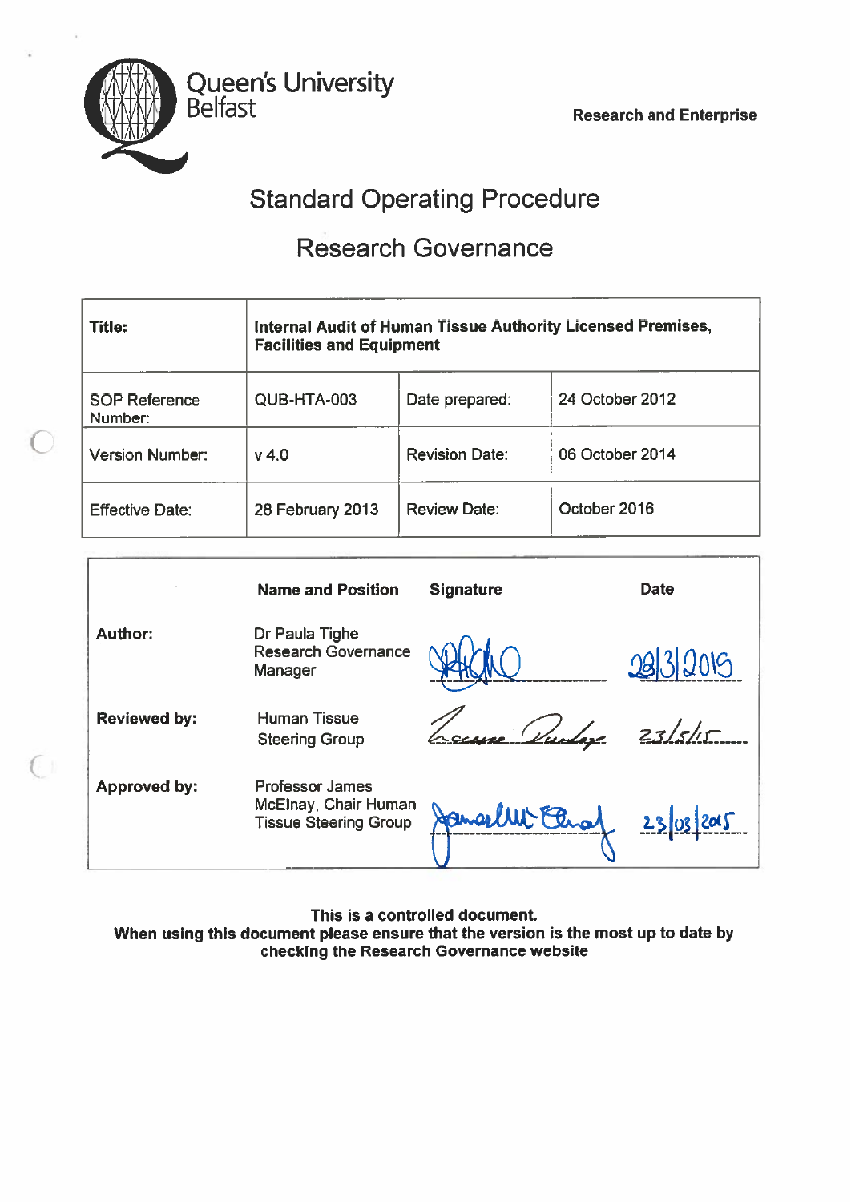Queen's University Belfast

**Research and Enterprise**

# Standard Operating Procedure

## Research Governance

| **Title:** | **Internal Audit of Human Tissue Authority Licensed Premises, Facilities and Equipment** | | |
|---|---|---|---|
| SOP Reference Number: | QUB-HTA-003 | Date prepared: | 24 October 2012 |
| Version Number: | v 4.0 | Revision Date: | 06 October 2014 |
| Effective Date: | 28 February 2013 | Review Date: | October 2016 |

| | **Name and Position** | **Signature** | **Date** |
|---|---|---|---|
| **Author:** | Dr Paula Tighe Research Governance Manager | [signature] | 23/3/2015 |
| **Reviewed by:** | Human Tissue Steering Group | [signature] | 23/5/15 |
| **Approved by:** | Professor James McElnay, Chair Human Tissue Steering Group | [signature] | 23/03/2015 |

**This is a controlled document.**
**When using this document please ensure that the version is the most up to date by checking the Research Governance website**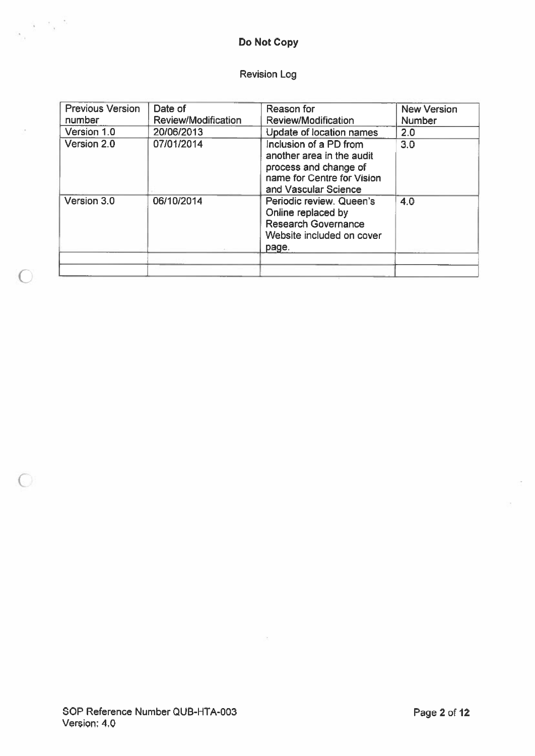**Do Not Copy**

Revision Log

| Previous Version number | Date of Review/Modification | Reason for Review/Modification | New Version Number |
|---|---|---|---|
| Version 1.0 | 20/06/2013 | Update of location names | 2.0 |
| Version 2.0 | 07/01/2014 | Inclusion of a PD from another area in the audit process and change of name for Centre for Vision and Vascular Science | 3.0 |
| Version 3.0 | 06/10/2014 | Periodic review. Queen's Online replaced by Research Governance Website included on cover page. | 4.0 |
| | | | |
| | | | |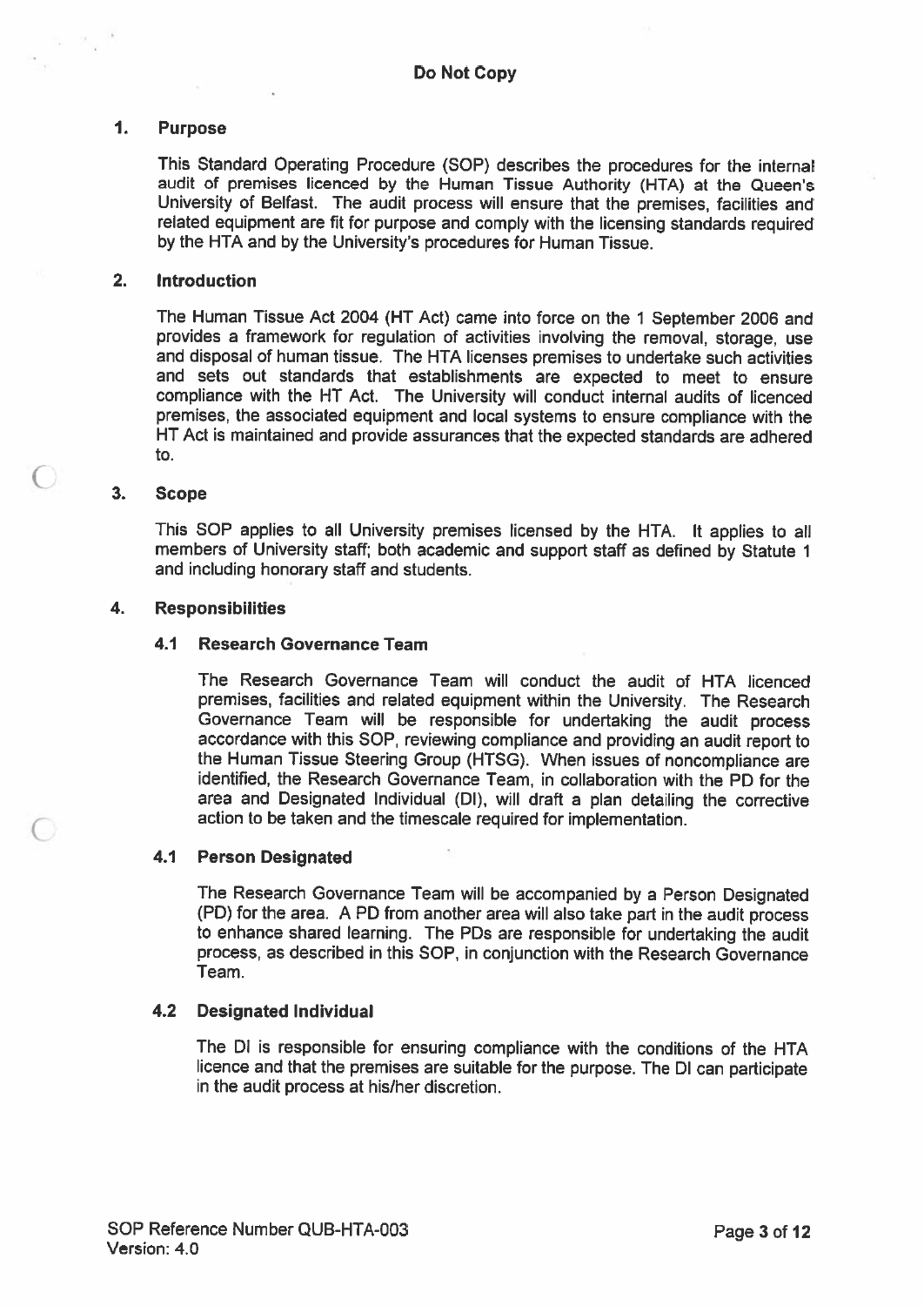**Do Not Copy**

## 1. Purpose

This Standard Operating Procedure (SOP) describes the procedures for the internal audit of premises licenced by the Human Tissue Authority (HTA) at the Queen's University of Belfast. The audit process will ensure that the premises, facilities and related equipment are fit for purpose and comply with the licensing standards required by the HTA and by the University's procedures for Human Tissue.

## 2. Introduction

The Human Tissue Act 2004 (HT Act) came into force on the 1 September 2006 and provides a framework for regulation of activities involving the removal, storage, use and disposal of human tissue. The HTA licenses premises to undertake such activities and sets out standards that establishments are expected to meet to ensure compliance with the HT Act. The University will conduct internal audits of licenced premises, the associated equipment and local systems to ensure compliance with the HT Act is maintained and provide assurances that the expected standards are adhered to.

## 3. Scope

This SOP applies to all University premises licensed by the HTA. It applies to all members of University staff; both academic and support staff as defined by Statute 1 and including honorary staff and students.

## 4. Responsibilities

### 4.1 Research Governance Team

The Research Governance Team will conduct the audit of HTA licenced premises, facilities and related equipment within the University. The Research Governance Team will be responsible for undertaking the audit process accordance with this SOP, reviewing compliance and providing an audit report to the Human Tissue Steering Group (HTSG). When issues of noncompliance are identified, the Research Governance Team, in collaboration with the PD for the area and Designated Individual (DI), will draft a plan detailing the corrective action to be taken and the timescale required for implementation.

### 4.1 Person Designated

The Research Governance Team will be accompanied by a Person Designated (PD) for the area. A PD from another area will also take part in the audit process to enhance shared learning. The PDs are responsible for undertaking the audit process, as described in this SOP, in conjunction with the Research Governance Team.

### 4.2 Designated Individual

The DI is responsible for ensuring compliance with the conditions of the HTA licence and that the premises are suitable for the purpose. The DI can participate in the audit process at his/her discretion.

SOP Reference Number QUB-HTA-003
Version: 4.0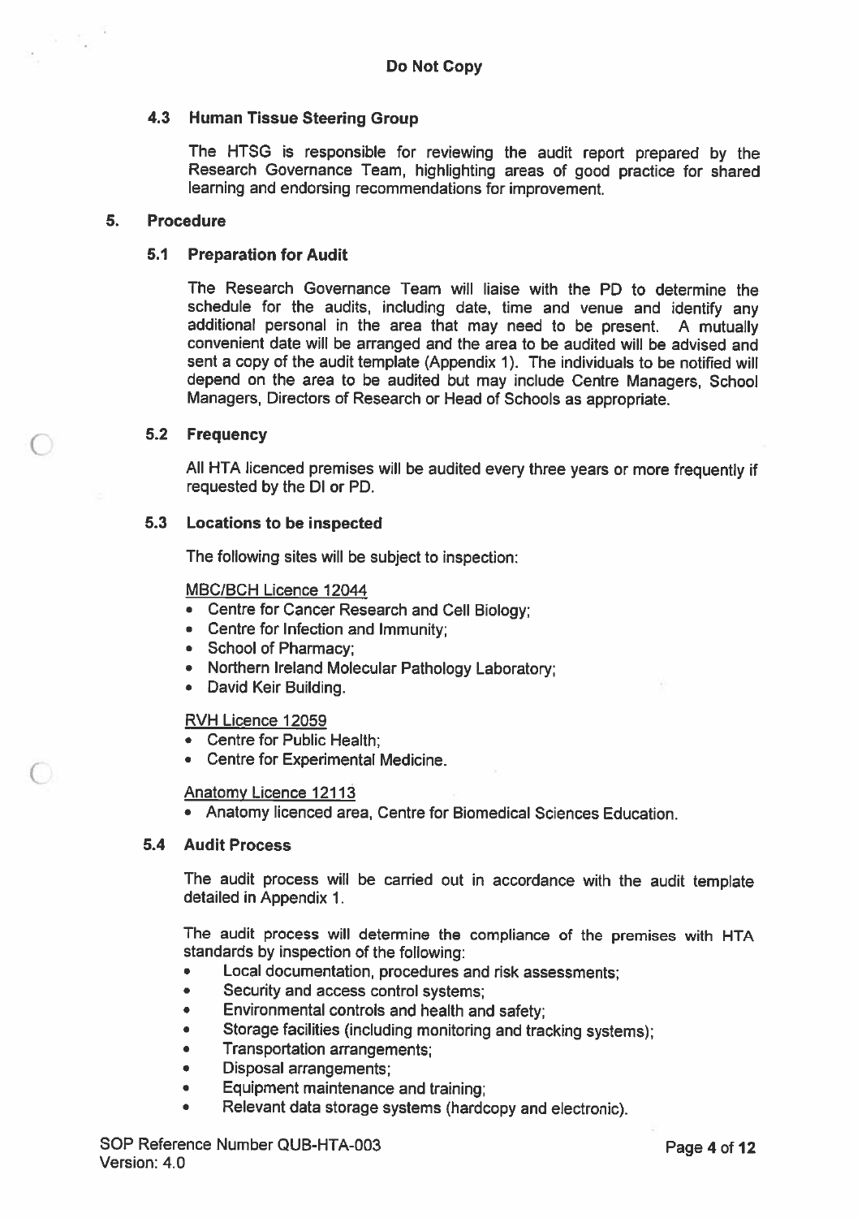**Do Not Copy**

### 4.3 Human Tissue Steering Group

The HTSG is responsible for reviewing the audit report prepared by the Research Governance Team, highlighting areas of good practice for shared learning and endorsing recommendations for improvement.

## 5. Procedure

### 5.1 Preparation for Audit

The Research Governance Team will liaise with the PD to determine the schedule for the audits, including date, time and venue and identify any additional personal in the area that may need to be present. A mutually convenient date will be arranged and the area to be audited will be advised and sent a copy of the audit template (Appendix 1). The individuals to be notified will depend on the area to be audited but may include Centre Managers, School Managers, Directors of Research or Head of Schools as appropriate.

### 5.2 Frequency

All HTA licenced premises will be audited every three years or more frequently if requested by the DI or PD.

### 5.3 Locations to be inspected

The following sites will be subject to inspection:

MBC/BCH Licence 12044

- Centre for Cancer Research and Cell Biology;
- Centre for Infection and Immunity;
- School of Pharmacy;
- Northern Ireland Molecular Pathology Laboratory;
- David Keir Building.

RVH Licence 12059

- Centre for Public Health;
- Centre for Experimental Medicine.

Anatomy Licence 12113

- Anatomy licenced area, Centre for Biomedical Sciences Education.

### 5.4 Audit Process

The audit process will be carried out in accordance with the audit template detailed in Appendix 1.

The audit process will determine the compliance of the premises with HTA standards by inspection of the following:

- Local documentation, procedures and risk assessments;
- Security and access control systems;
- Environmental controls and health and safety;
- Storage facilities (including monitoring and tracking systems);
- Transportation arrangements;
- Disposal arrangements;
- Equipment maintenance and training;
- Relevant data storage systems (hardcopy and electronic).

SOP Reference Number QUB-HTA-003
Version: 4.0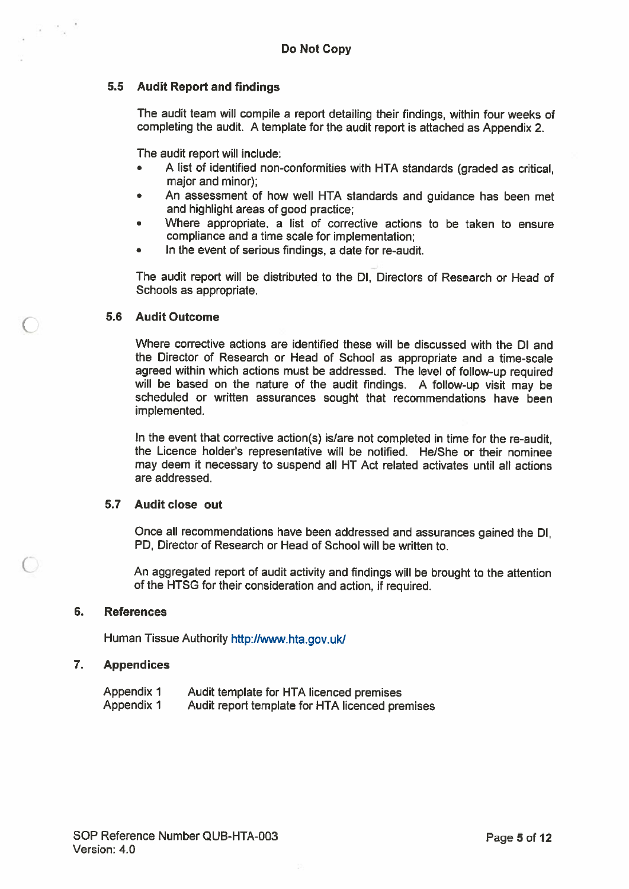**Do Not Copy**

### 5.5 Audit Report and findings

The audit team will compile a report detailing their findings, within four weeks of completing the audit. A template for the audit report is attached as Appendix 2.

The audit report will include:

- A list of identified non-conformities with HTA standards (graded as critical, major and minor);
- An assessment of how well HTA standards and guidance has been met and highlight areas of good practice;
- Where appropriate, a list of corrective actions to be taken to ensure compliance and a time scale for implementation;
- In the event of serious findings, a date for re-audit.

The audit report will be distributed to the DI, Directors of Research or Head of Schools as appropriate.

### 5.6 Audit Outcome

Where corrective actions are identified these will be discussed with the DI and the Director of Research or Head of School as appropriate and a time-scale agreed within which actions must be addressed. The level of follow-up required will be based on the nature of the audit findings. A follow-up visit may be scheduled or written assurances sought that recommendations have been implemented.

In the event that corrective action(s) is/are not completed in time for the re-audit, the Licence holder's representative will be notified. He/She or their nominee may deem it necessary to suspend all HT Act related activates until all actions are addressed.

### 5.7 Audit close out

Once all recommendations have been addressed and assurances gained the DI, PD, Director of Research or Head of School will be written to.

An aggregated report of audit activity and findings will be brought to the attention of the HTSG for their consideration and action, if required.

## 6. References

Human Tissue Authority http://www.hta.gov.uk/

## 7. Appendices

| | |
|---|---|
| Appendix 1 | Audit template for HTA licenced premises |
| Appendix 1 | Audit report template for HTA licenced premises |

SOP Reference Number QUB-HTA-003
Version: 4.0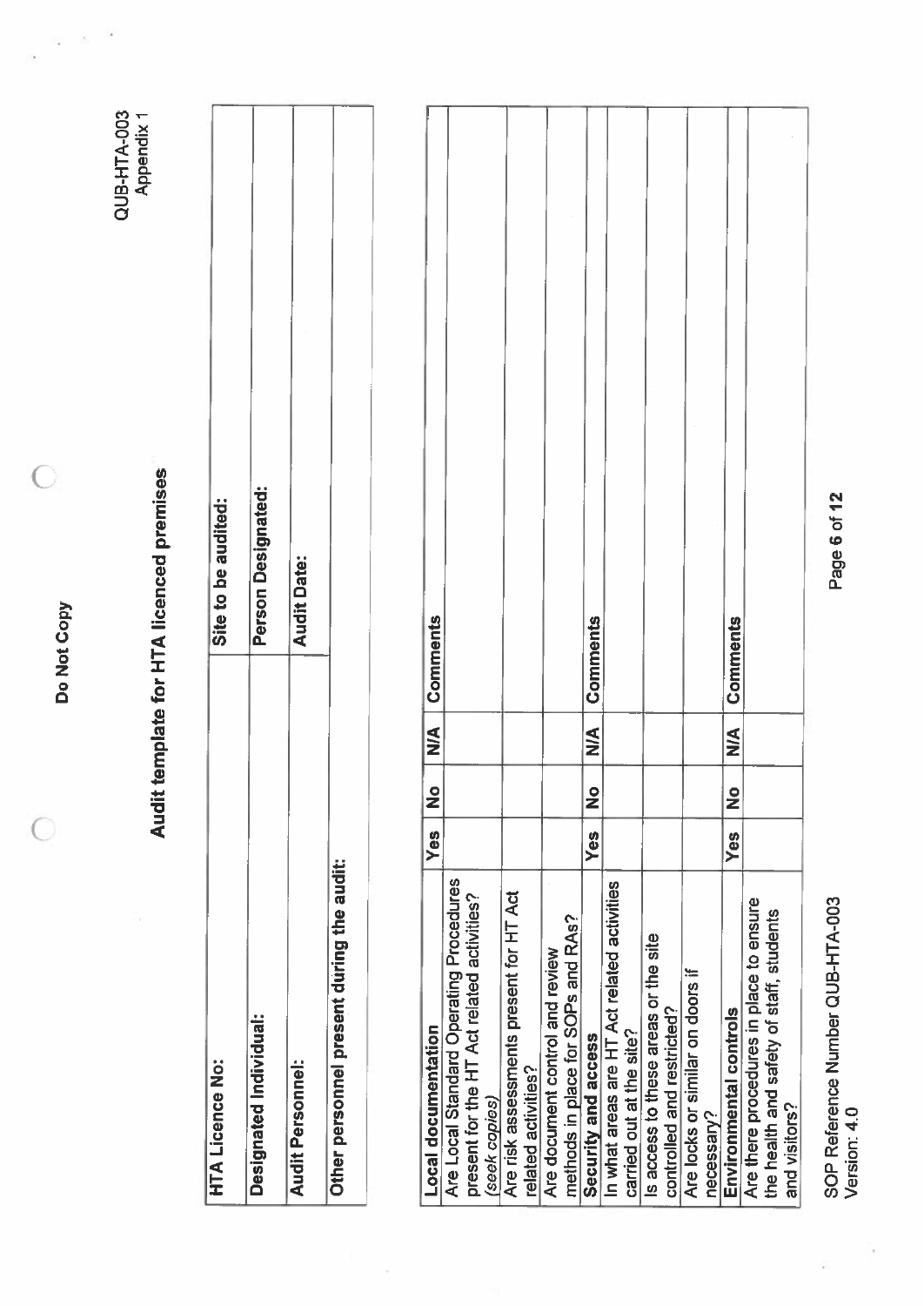Do Not Copy

QUB-HTA-003
Appendix 1

# Audit template for HTA licenced premises

| HTA Licence No: | Site to be audited: |
|---|---|
| **Designated Individual:** | **Person Designated:** |
| **Audit Personnel:** | **Audit Date:** |
| **Other personnel present during the audit:** | |

| Local documentation | Yes | No | N/A | Comments |
|---|---|---|---|---|
| Are Local Standard Operating Procedures present for the HT Act related activities? *(seek copies)* | | | | |
| Are risk assessments present for HT Act related activities? | | | | |
| Are document control and review methods in place for SOPs and RAs? | | | | |
| **Security and access** | **Yes** | **No** | **N/A** | **Comments** |
| In what areas are HT Act related activities carried out at the site? | | | | |
| Is access to these areas or the site controlled and restricted? | | | | |
| Are locks or similar on doors if necessary? | | | | |
| **Environmental controls** | **Yes** | **No** | **N/A** | **Comments** |
| Are there procedures in place to ensure the health and safety of staff, students and visitors? | | | | |

SOP Reference Number QUB-HTA-003
Version: 4.0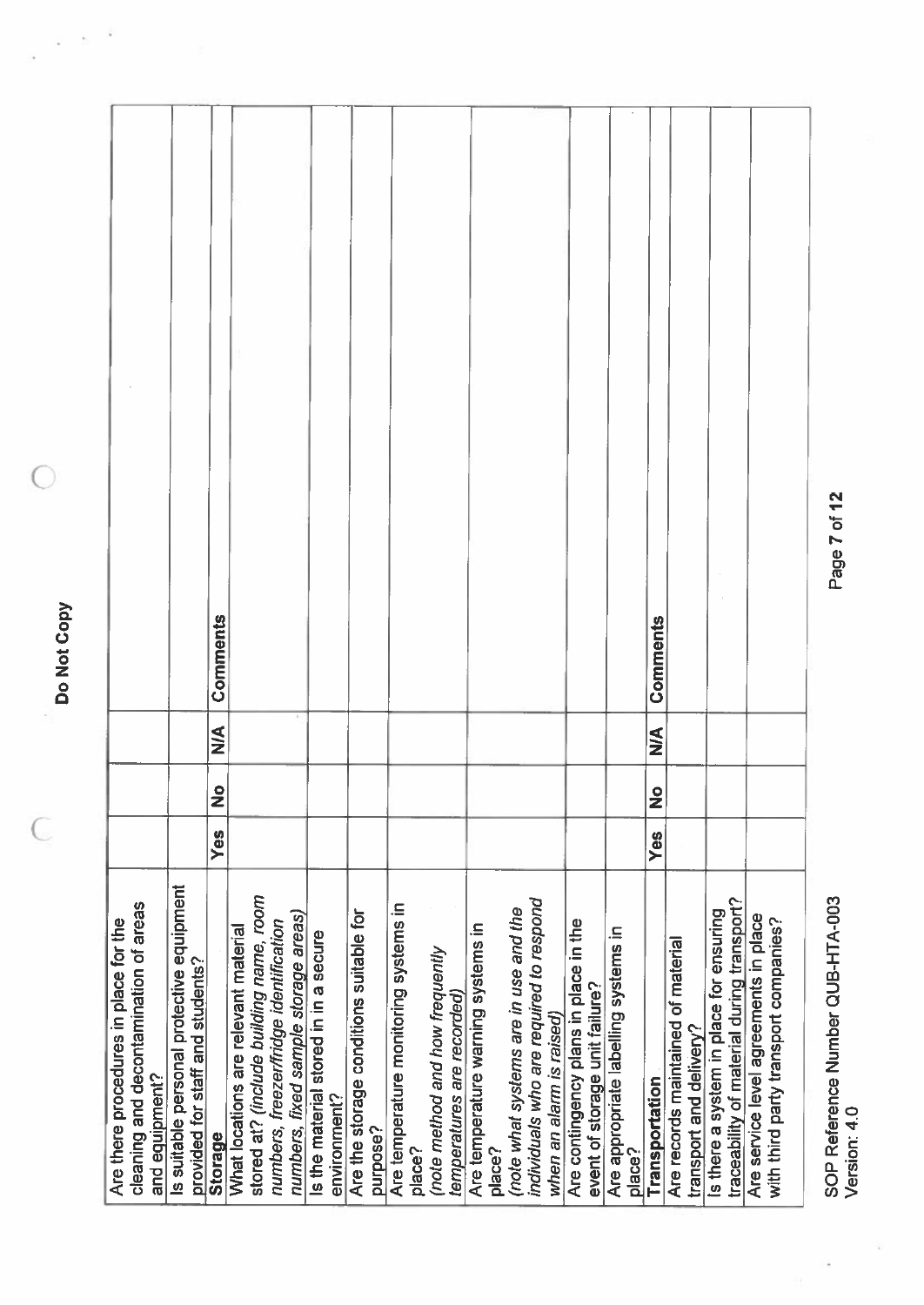Do Not Copy

| | | | | |
|---|---|---|---|---|
| Are there procedures in place for the cleaning and decontamination of areas and equipment? | | | | |
| Is suitable personal protective equipment provided for staff and students? | | | | |
| **Storage** | **Yes** | **No** | **N/A** | **Comments** |
| What locations are relevant material stored at? *(include building name, room numbers, freezer/fridge identification numbers, fixed sample storage areas)* | | | | |
| Is the material stored in in a secure environment? | | | | |
| Are the storage conditions suitable for purpose? | | | | |
| Are temperature monitoring systems in place? *(note method and how frequently temperatures are recorded)* | | | | |
| Are temperature warning systems in place? *(note what systems are in use and the individuals who are required to respond when an alarm is raised)* | | | | |
| Are contingency plans in place in the event of storage unit failure? | | | | |
| Are appropriate labelling systems in place? | | | | |
| **Transportation** | **Yes** | **No** | **N/A** | **Comments** |
| Are records maintained of material transport and delivery? | | | | |
| Is there a system in place for ensuring traceability of material during transport? | | | | |
| Are service level agreements in place with third party transport companies? | | | | |

SOP Reference Number QUB-HTA-003
Version: 4.0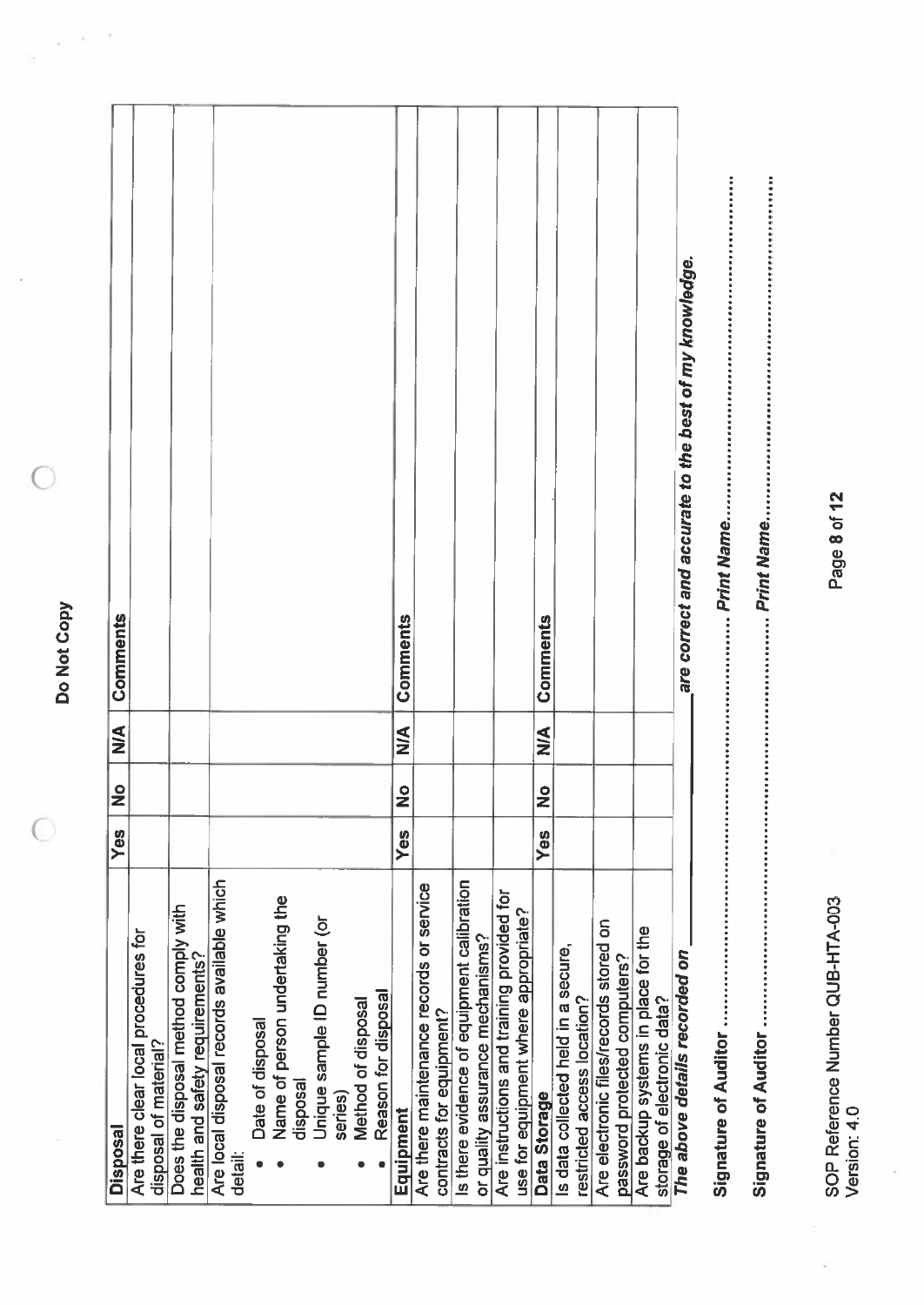Do Not Copy

| Disposal | Yes | No | N/A | Comments |
|---|---|---|---|---|
| Are there clear local procedures for disposal of material? | | | | |
| Does the disposal method comply with health and safety requirements? | | | | |
| Are local disposal records available which detail:<br>• Date of disposal<br>• Name of person undertaking the disposal<br>• Unique sample ID number (or series)<br>• Method of disposal<br>• Reason for disposal | | | | |
| **Equipment** | **Yes** | **No** | **N/A** | **Comments** |
| Are there maintenance records or service contracts for equipment? | | | | |
| Is there evidence of equipment calibration or quality assurance mechanisms? | | | | |
| Are instructions and training provided for use for equipment where appropriate? | | | | |
| **Data Storage** | **Yes** | **No** | **N/A** | **Comments** |
| Is data collected held in a secure, restricted access location? | | | | |
| Are electronic files/records stored on password protected computers? | | | | |
| Are backup systems in place for the storage of electronic data? | | | | |

***The above details recorded on \_\_\_\_\_\_\_\_\_\_ are correct and accurate to the best of my knowledge.***

**Signature of Auditor** ................................................ ***Print Name***................................................

**Signature of Auditor** ................................................ ***Print Name***................................................

SOP Reference Number QUB-HTA-003
Version: 4.0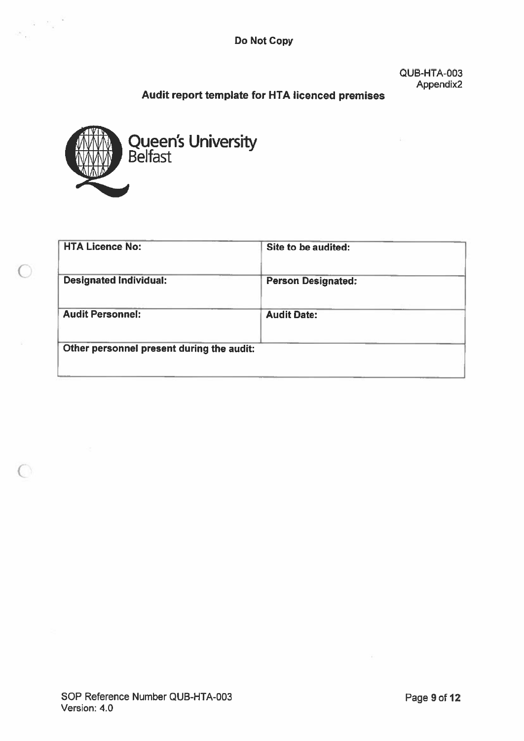Do Not Copy

QUB-HTA-003
Appendix2

## Audit report template for HTA licenced premises

Queen's University Belfast

| HTA Licence No: | Site to be audited: |
| --- | --- |
| **Designated Individual:** | **Person Designated:** |
| **Audit Personnel:** | **Audit Date:** |
| **Other personnel present during the audit:** | |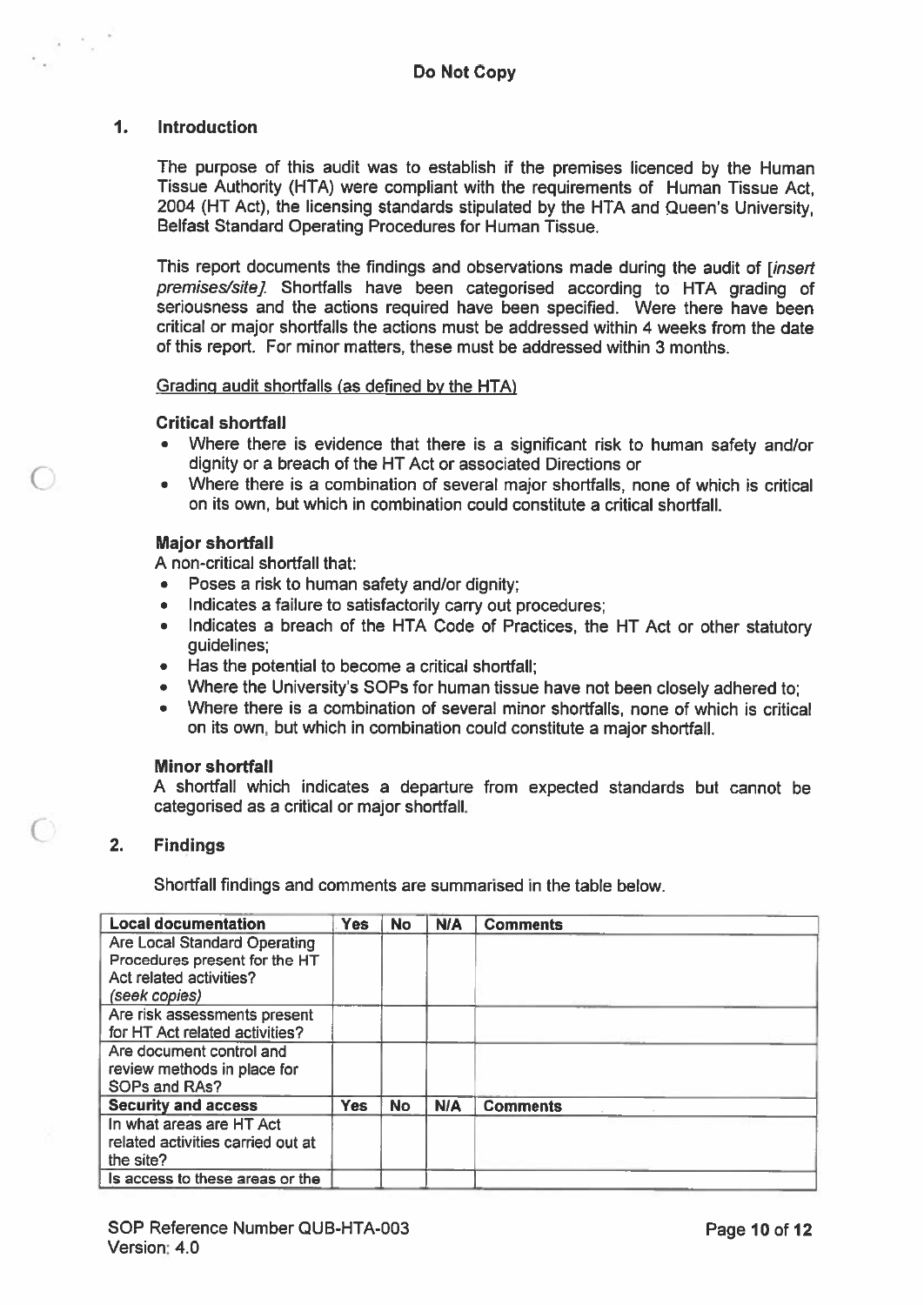**Do Not Copy**

## 1. Introduction

The purpose of this audit was to establish if the premises licenced by the Human Tissue Authority (HTA) were compliant with the requirements of Human Tissue Act, 2004 (HT Act), the licensing standards stipulated by the HTA and Queen's University, Belfast Standard Operating Procedures for Human Tissue.

This report documents the findings and observations made during the audit of [*insert premises/site*]. Shortfalls have been categorised according to HTA grading of seriousness and the actions required have been specified. Were there have been critical or major shortfalls the actions must be addressed within 4 weeks from the date of this report. For minor matters, these must be addressed within 3 months.

Grading audit shortfalls (as defined by the HTA)

**Critical shortfall**

- Where there is evidence that there is a significant risk to human safety and/or dignity or a breach of the HT Act or associated Directions or
- Where there is a combination of several major shortfalls, none of which is critical on its own, but which in combination could constitute a critical shortfall.

**Major shortfall**

A non-critical shortfall that:

- Poses a risk to human safety and/or dignity;
- Indicates a failure to satisfactorily carry out procedures;
- Indicates a breach of the HTA Code of Practices, the HT Act or other statutory guidelines;
- Has the potential to become a critical shortfall;
- Where the University's SOPs for human tissue have not been closely adhered to;
- Where there is a combination of several minor shortfalls, none of which is critical on its own, but which in combination could constitute a major shortfall.

**Minor shortfall**

A shortfall which indicates a departure from expected standards but cannot be categorised as a critical or major shortfall.

## 2. Findings

Shortfall findings and comments are summarised in the table below.

| **Local documentation** | **Yes** | **No** | **N/A** | **Comments** |
|---|---|---|---|---|
| Are Local Standard Operating Procedures present for the HT Act related activities? *(seek copies)* | | | | |
| Are risk assessments present for HT Act related activities? | | | | |
| Are document control and review methods in place for SOPs and RAs? | | | | |
| **Security and access** | **Yes** | **No** | **N/A** | **Comments** |
| In what areas are HT Act related activities carried out at the site? | | | | |
| Is access to these areas or the | | | | |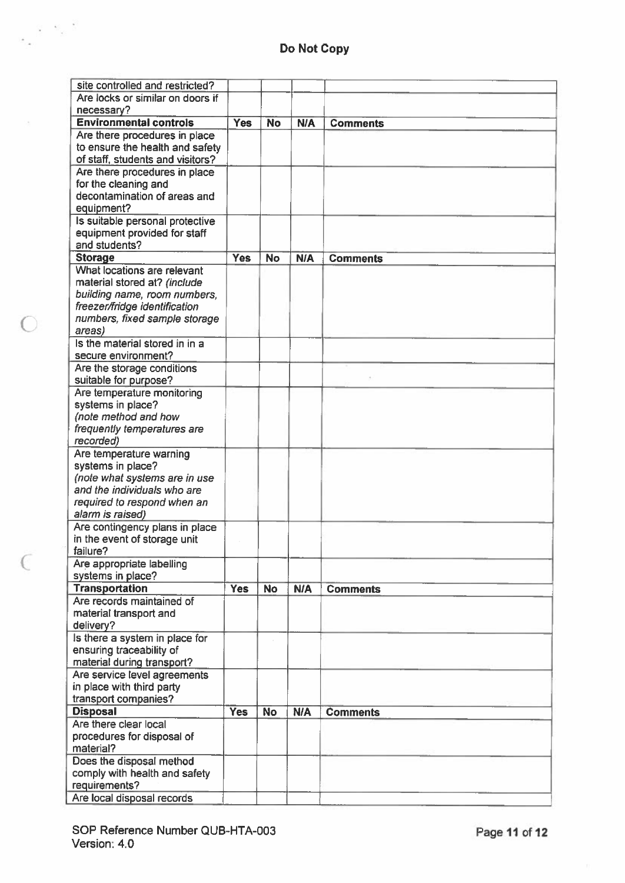**Do Not Copy**

| | | | | |
|---|---|---|---|---|
| site controlled and restricted? | | | | |
| Are locks or similar on doors if necessary? | | | | |
| **Environmental controls** | **Yes** | **No** | **N/A** | **Comments** |
| Are there procedures in place to ensure the health and safety of staff, students and visitors? | | | | |
| Are there procedures in place for the cleaning and decontamination of areas and equipment? | | | | |
| Is suitable personal protective equipment provided for staff and students? | | | | |
| **Storage** | **Yes** | **No** | **N/A** | **Comments** |
| What locations are relevant material stored at? *(include building name, room numbers, freezer/fridge identification numbers, fixed sample storage areas)* | | | | |
| Is the material stored in in a secure environment? | | | | |
| Are the storage conditions suitable for purpose? | | | | |
| Are temperature monitoring systems in place? *(note method and how frequently temperatures are recorded)* | | | | |
| Are temperature warning systems in place? *(note what systems are in use and the individuals who are required to respond when an alarm is raised)* | | | | |
| Are contingency plans in place in the event of storage unit failure? | | | | |
| Are appropriate labelling systems in place? | | | | |
| **Transportation** | **Yes** | **No** | **N/A** | **Comments** |
| Are records maintained of material transport and delivery? | | | | |
| Is there a system in place for ensuring traceability of material during transport? | | | | |
| Are service level agreements in place with third party transport companies? | | | | |
| **Disposal** | **Yes** | **No** | **N/A** | **Comments** |
| Are there clear local procedures for disposal of material? | | | | |
| Does the disposal method comply with health and safety requirements? | | | | |
| Are local disposal records | | | | |

SOP Reference Number QUB-HTA-003
Version: 4.0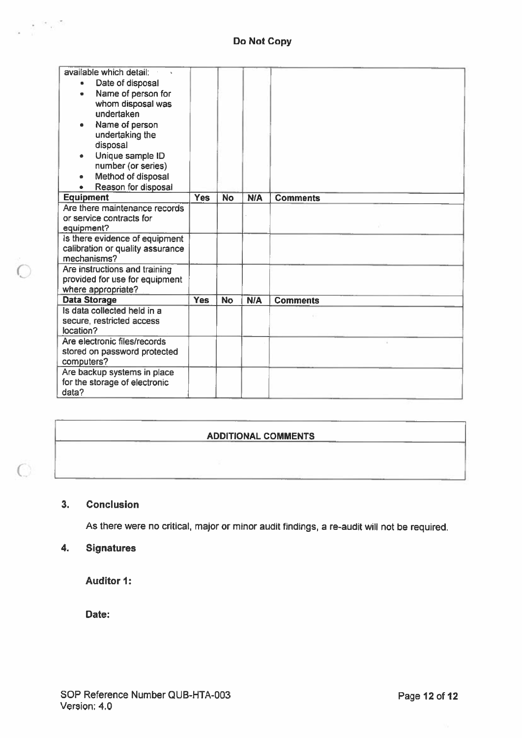Do Not Copy

| | | | | |
|---|---|---|---|---|
| available which detail:<br>• Date of disposal<br>• Name of person for whom disposal was undertaken<br>• Name of person undertaking the disposal<br>• Unique sample ID number (or series)<br>• Method of disposal<br>• Reason for disposal | | | | |
| **Equipment** | **Yes** | **No** | **N/A** | **Comments** |
| Are there maintenance records or service contracts for equipment? | | | | |
| Is there evidence of equipment calibration or quality assurance mechanisms? | | | | |
| Are instructions and training provided for use for equipment where appropriate? | | | | |
| **Data Storage** | **Yes** | **No** | **N/A** | **Comments** |
| Is data collected held in a secure, restricted access location? | | | | |
| Are electronic files/records stored on password protected computers? | | | | |
| Are backup systems in place for the storage of electronic data? | | | | |

| ADDITIONAL COMMENTS |
|---|
| |

## 3. Conclusion

As there were no critical, major or minor audit findings, a re-audit will not be required.

## 4. Signatures

**Auditor 1:**

**Date:**

SOP Reference Number QUB-HTA-003
Version: 4.0